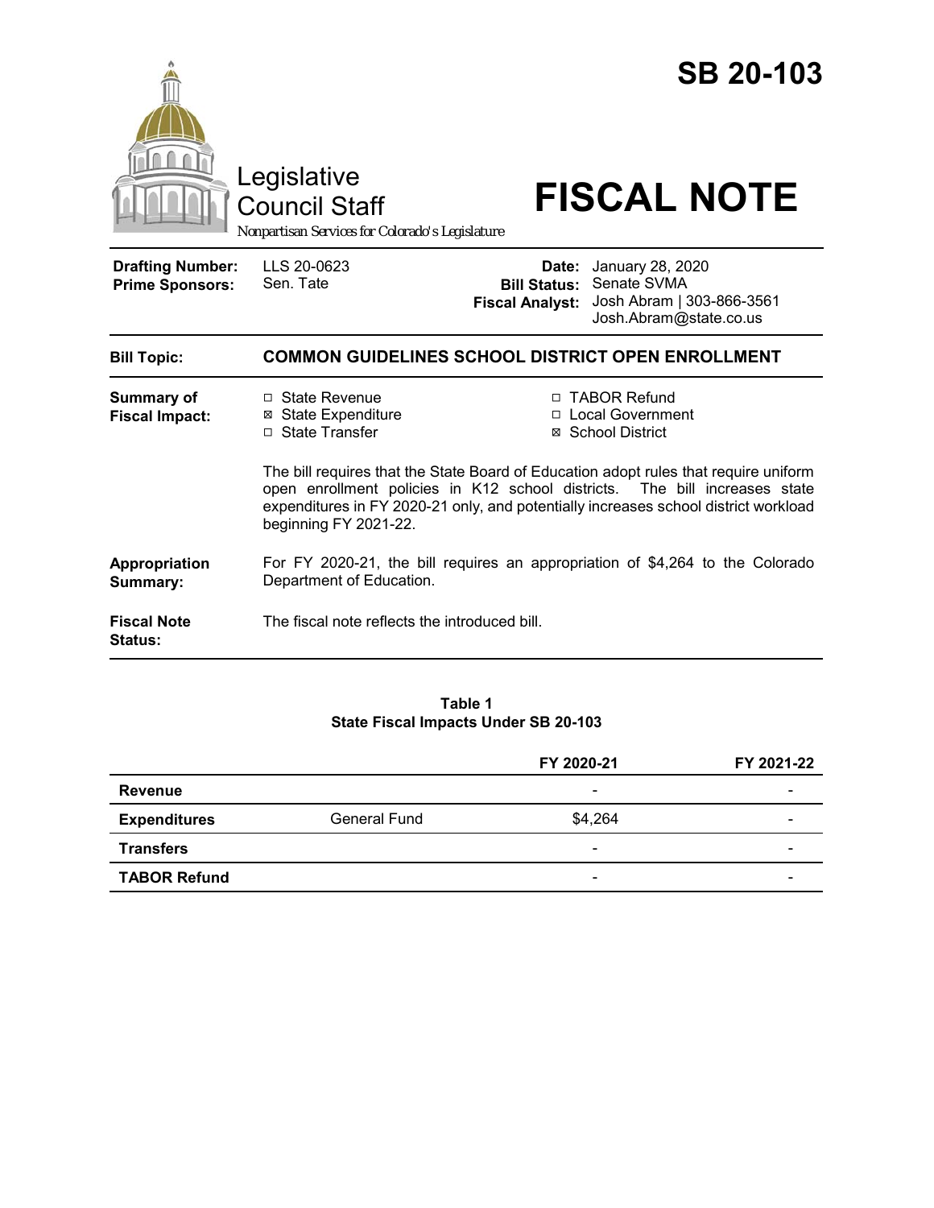# SB 20-103

Legislative Council Staff

*Nonpartisan Services for Colorado's Legislature*

# FISCAL NOTE

| | | | |
|---|---|---|---|
| **Drafting Number:** | LLS 20-0623 | **Date:** | January 28, 2020 |
| **Prime Sponsors:** | Sen. Tate | **Bill Status:** | Senate SVMA |
| | | **Fiscal Analyst:** | Josh Abram \| 303-866-3561 Josh.Abram@state.co.us |

| | |
|---|---|
| **Bill Topic:** | **COMMON GUIDELINES SCHOOL DISTRICT OPEN ENROLLMENT** |
| **Summary of Fiscal Impact:** | ☐ State Revenue ☒ State Expenditure ☐ State Transfer ☐ TABOR Refund ☐ Local Government ☒ School District<br><br>The bill requires that the State Board of Education adopt rules that require uniform open enrollment policies in K12 school districts. The bill increases state expenditures in FY 2020-21 only, and potentially increases school district workload beginning FY 2021-22. |
| **Appropriation Summary:** | For FY 2020-21, the bill requires an appropriation of $4,264 to the Colorado Department of Education. |
| **Fiscal Note Status:** | The fiscal note reflects the introduced bill. |

**Table 1**
**State Fiscal Impacts Under SB 20-103**

| | | FY 2020-21 | FY 2021-22 |
|---|---|---|---|
| **Revenue** | | - | - |
| **Expenditures** | General Fund | $4,264 | - |
| **Transfers** | | - | - |
| **TABOR Refund** | | - | - |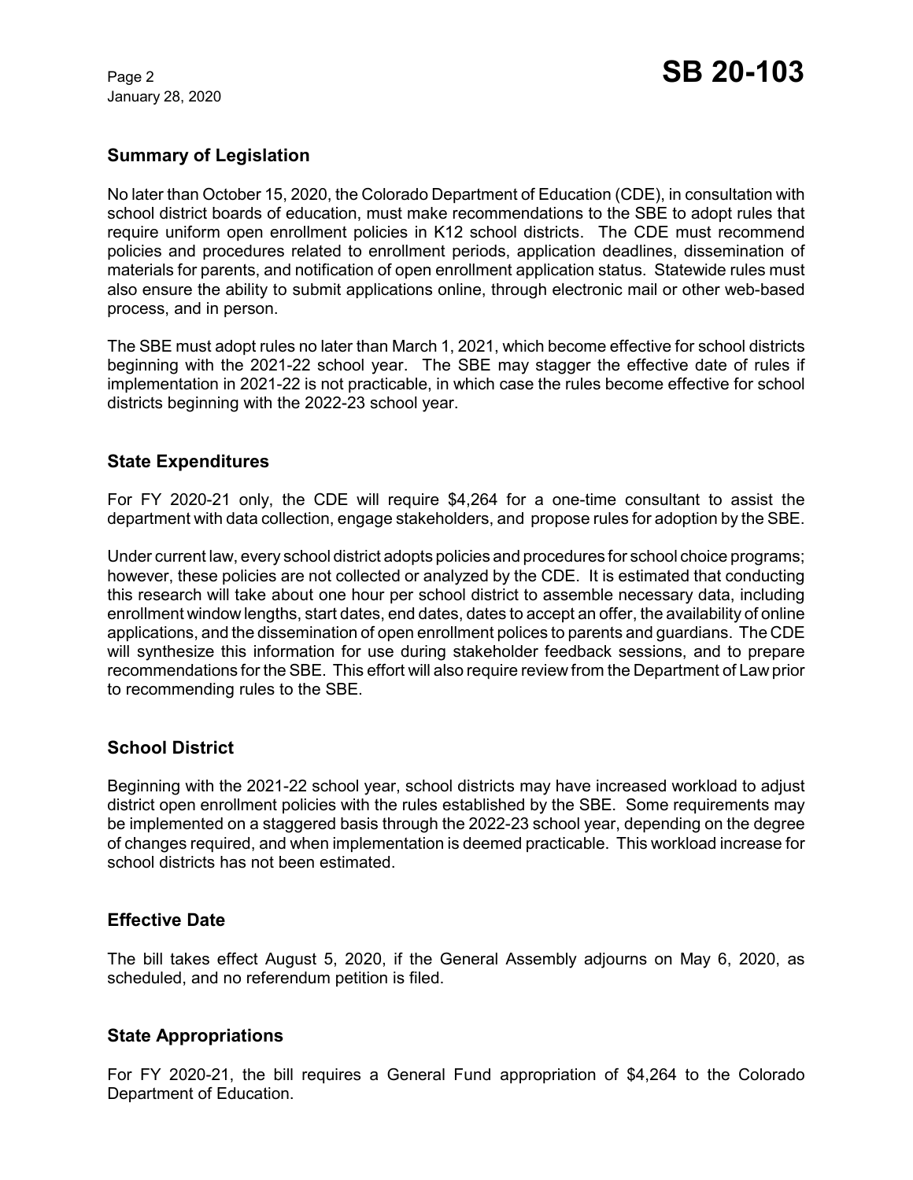## Summary of Legislation

No later than October 15, 2020, the Colorado Department of Education (CDE), in consultation with school district boards of education, must make recommendations to the SBE to adopt rules that require uniform open enrollment policies in K12 school districts. The CDE must recommend policies and procedures related to enrollment periods, application deadlines, dissemination of materials for parents, and notification of open enrollment application status. Statewide rules must also ensure the ability to submit applications online, through electronic mail or other web-based process, and in person.

The SBE must adopt rules no later than March 1, 2021, which become effective for school districts beginning with the 2021-22 school year. The SBE may stagger the effective date of rules if implementation in 2021-22 is not practicable, in which case the rules become effective for school districts beginning with the 2022-23 school year.

## State Expenditures

For FY 2020-21 only, the CDE will require $4,264 for a one-time consultant to assist the department with data collection, engage stakeholders, and propose rules for adoption by the SBE.

Under current law, every school district adopts policies and procedures for school choice programs; however, these policies are not collected or analyzed by the CDE. It is estimated that conducting this research will take about one hour per school district to assemble necessary data, including enrollment window lengths, start dates, end dates, dates to accept an offer, the availability of online applications, and the dissemination of open enrollment polices to parents and guardians. The CDE will synthesize this information for use during stakeholder feedback sessions, and to prepare recommendations for the SBE. This effort will also require review from the Department of Law prior to recommending rules to the SBE.

## School District

Beginning with the 2021-22 school year, school districts may have increased workload to adjust district open enrollment policies with the rules established by the SBE. Some requirements may be implemented on a staggered basis through the 2022-23 school year, depending on the degree of changes required, and when implementation is deemed practicable. This workload increase for school districts has not been estimated.

## Effective Date

The bill takes effect August 5, 2020, if the General Assembly adjourns on May 6, 2020, as scheduled, and no referendum petition is filed.

## State Appropriations

For FY 2020-21, the bill requires a General Fund appropriation of $4,264 to the Colorado Department of Education.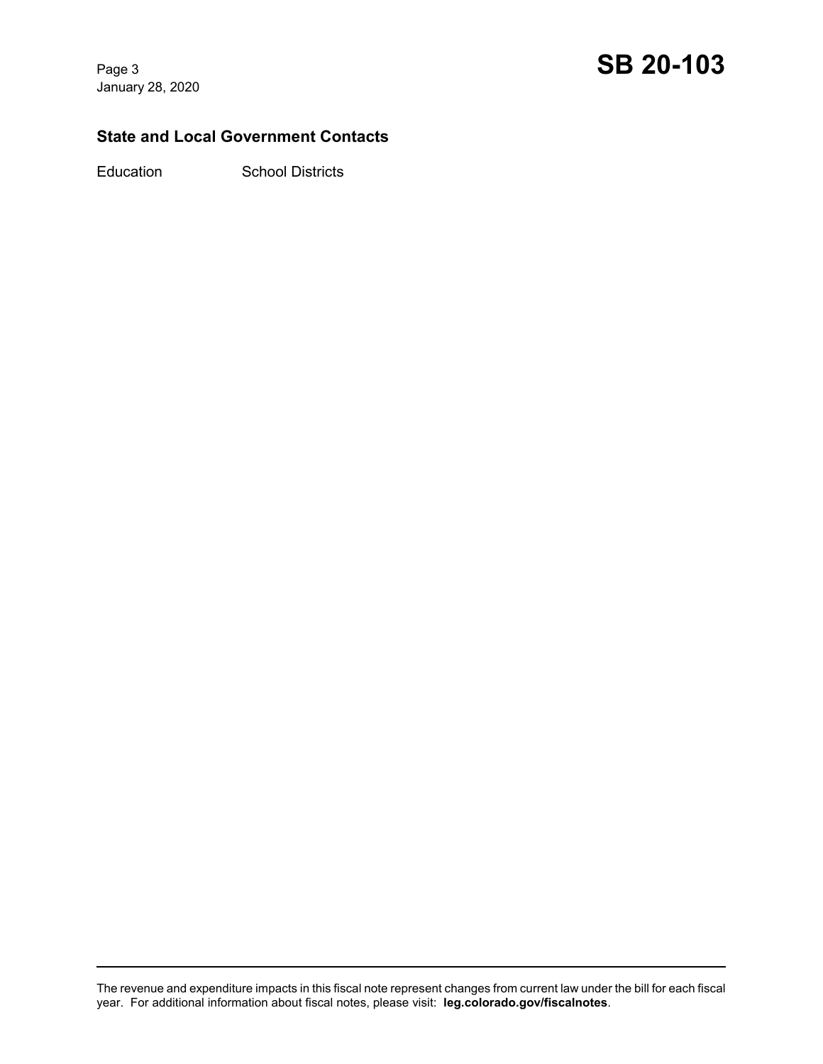## State and Local Government Contacts

Education School Districts

The revenue and expenditure impacts in this fiscal note represent changes from current law under the bill for each fiscal year. For additional information about fiscal notes, please visit: **leg.colorado.gov/fiscalnotes**.